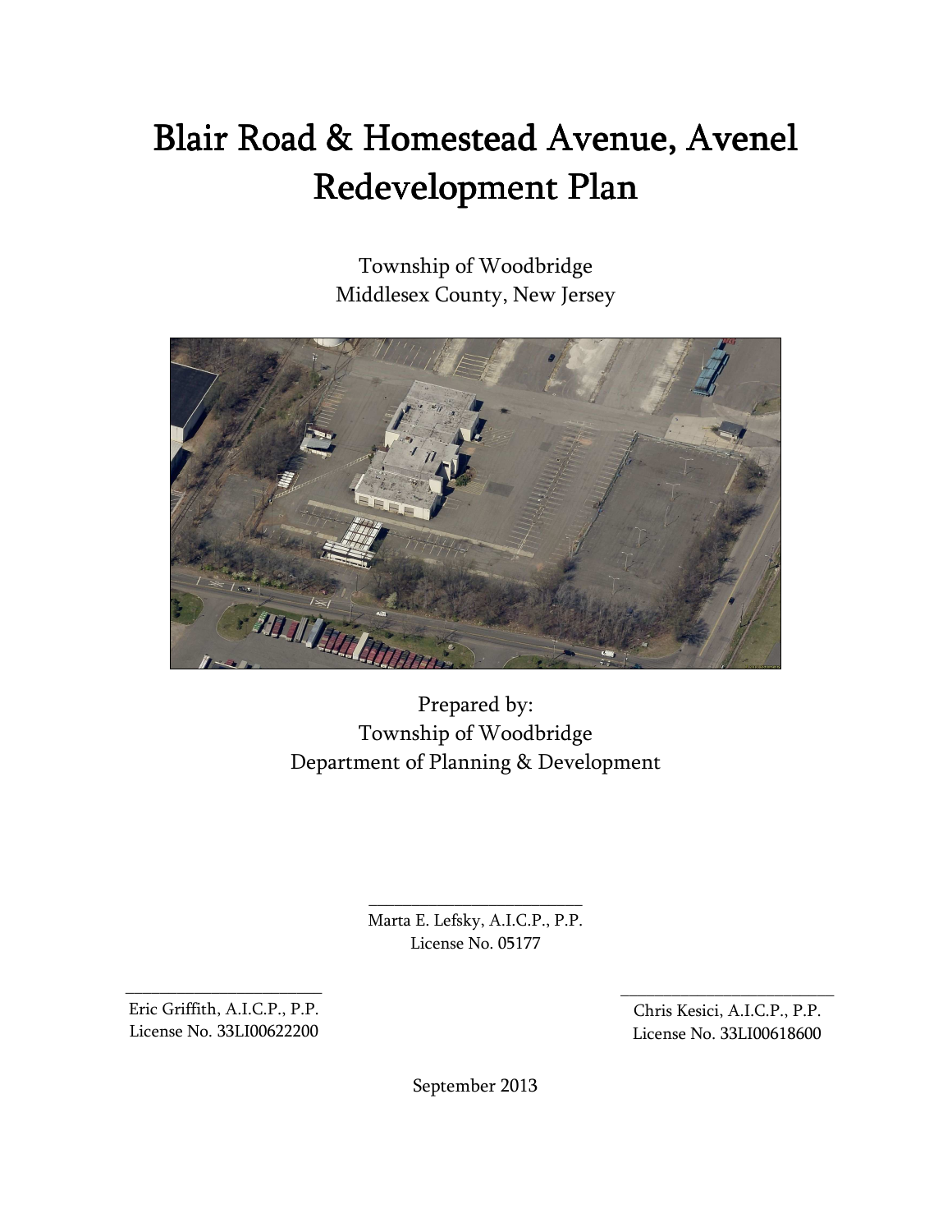# Blair Road & Homestead Avenue, Avenel Redevelopment Plan

Township of Woodbridge
Middlesex County, New Jersey

Prepared by:
Township of Woodbridge
Department of Planning & Development

\_\_\_\_\_\_\_\_\_\_\_\_\_\_\_\_\_\_\_\_\_\_\_\_\_\_
Marta E. Lefsky, A.I.C.P., P.P.
License No. 05177

\_\_\_\_\_\_\_\_\_\_\_\_\_\_\_\_\_\_\_\_\_\_\_\_\_\_
Eric Griffith, A.I.C.P., P.P.
License No. 33LI00622200

\_\_\_\_\_\_\_\_\_\_\_\_\_\_\_\_\_\_\_\_\_\_\_\_\_\_
Chris Kesici, A.I.C.P., P.P.
License No. 33LI00618600

September 2013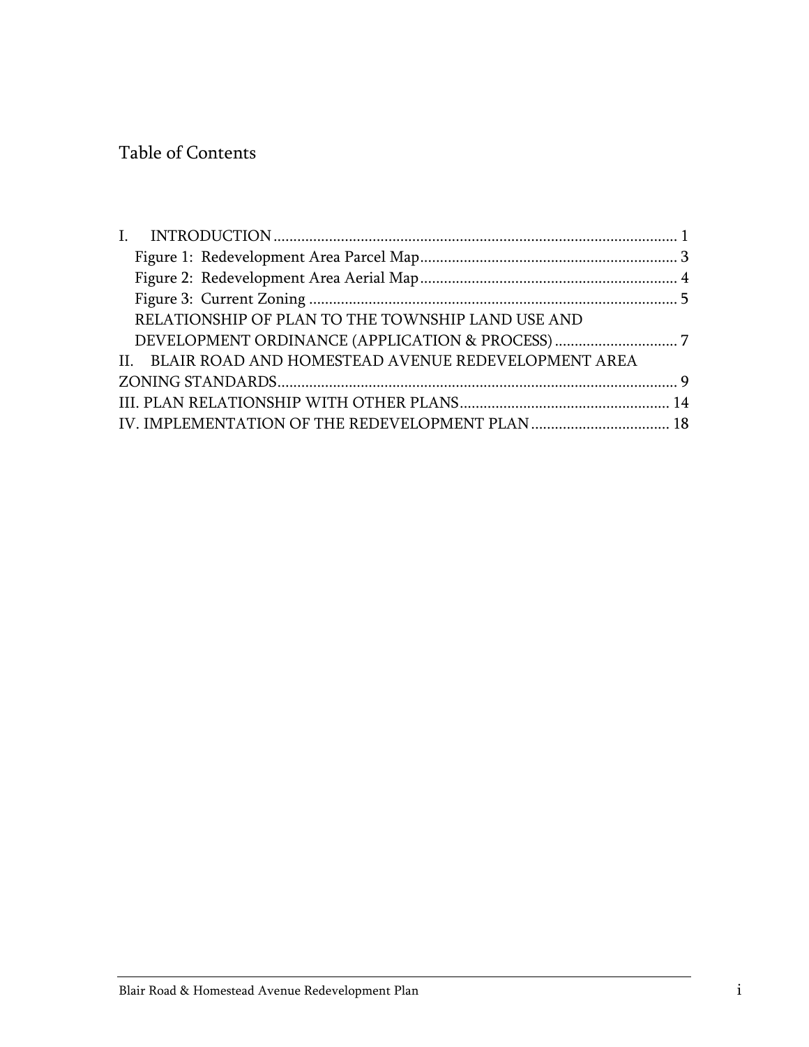# Table of Contents

I. INTRODUCTION ..................................................................................................... 1
  Figure 1: Redevelopment Area Parcel Map ................................................................ 3
  Figure 2: Redevelopment Area Aerial Map ................................................................ 4
  Figure 3: Current Zoning ............................................................................................ 5
  RELATIONSHIP OF PLAN TO THE TOWNSHIP LAND USE AND DEVELOPMENT ORDINANCE (APPLICATION & PROCESS) ............................... 7
II. BLAIR ROAD AND HOMESTEAD AVENUE REDEVELOPMENT AREA ZONING STANDARDS ..................................................................................................... 9
III. PLAN RELATIONSHIP WITH OTHER PLANS ..................................................... 14
IV. IMPLEMENTATION OF THE REDEVELOPMENT PLAN .................................. 18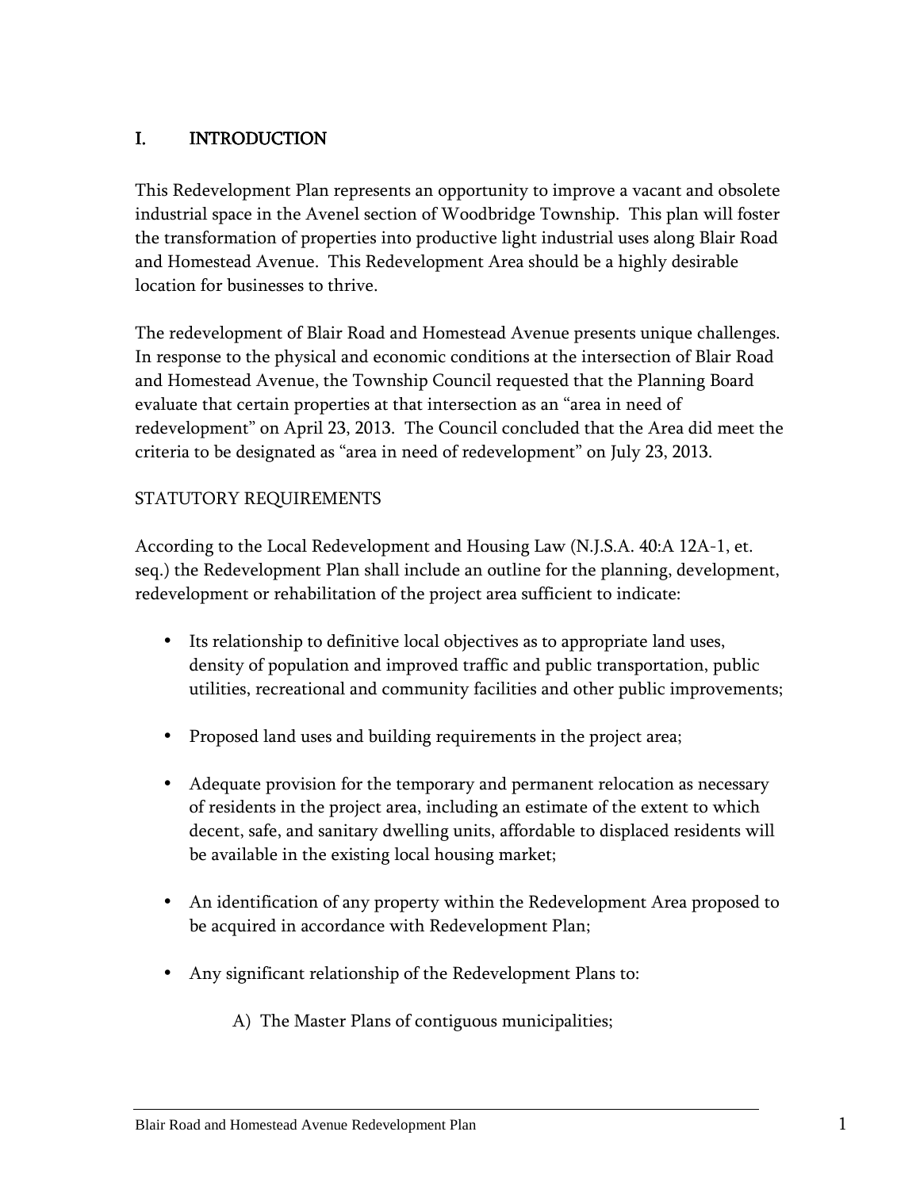# I. INTRODUCTION

This Redevelopment Plan represents an opportunity to improve a vacant and obsolete industrial space in the Avenel section of Woodbridge Township. This plan will foster the transformation of properties into productive light industrial uses along Blair Road and Homestead Avenue. This Redevelopment Area should be a highly desirable location for businesses to thrive.

The redevelopment of Blair Road and Homestead Avenue presents unique challenges. In response to the physical and economic conditions at the intersection of Blair Road and Homestead Avenue, the Township Council requested that the Planning Board evaluate that certain properties at that intersection as an "area in need of redevelopment" on April 23, 2013. The Council concluded that the Area did meet the criteria to be designated as "area in need of redevelopment" on July 23, 2013.

STATUTORY REQUIREMENTS

According to the Local Redevelopment and Housing Law (N.J.S.A. 40:A 12A-1, et. seq.) the Redevelopment Plan shall include an outline for the planning, development, redevelopment or rehabilitation of the project area sufficient to indicate:

- Its relationship to definitive local objectives as to appropriate land uses, density of population and improved traffic and public transportation, public utilities, recreational and community facilities and other public improvements;

- Proposed land uses and building requirements in the project area;

- Adequate provision for the temporary and permanent relocation as necessary of residents in the project area, including an estimate of the extent to which decent, safe, and sanitary dwelling units, affordable to displaced residents will be available in the existing local housing market;

- An identification of any property within the Redevelopment Area proposed to be acquired in accordance with Redevelopment Plan;

- Any significant relationship of the Redevelopment Plans to:

    A) The Master Plans of contiguous municipalities;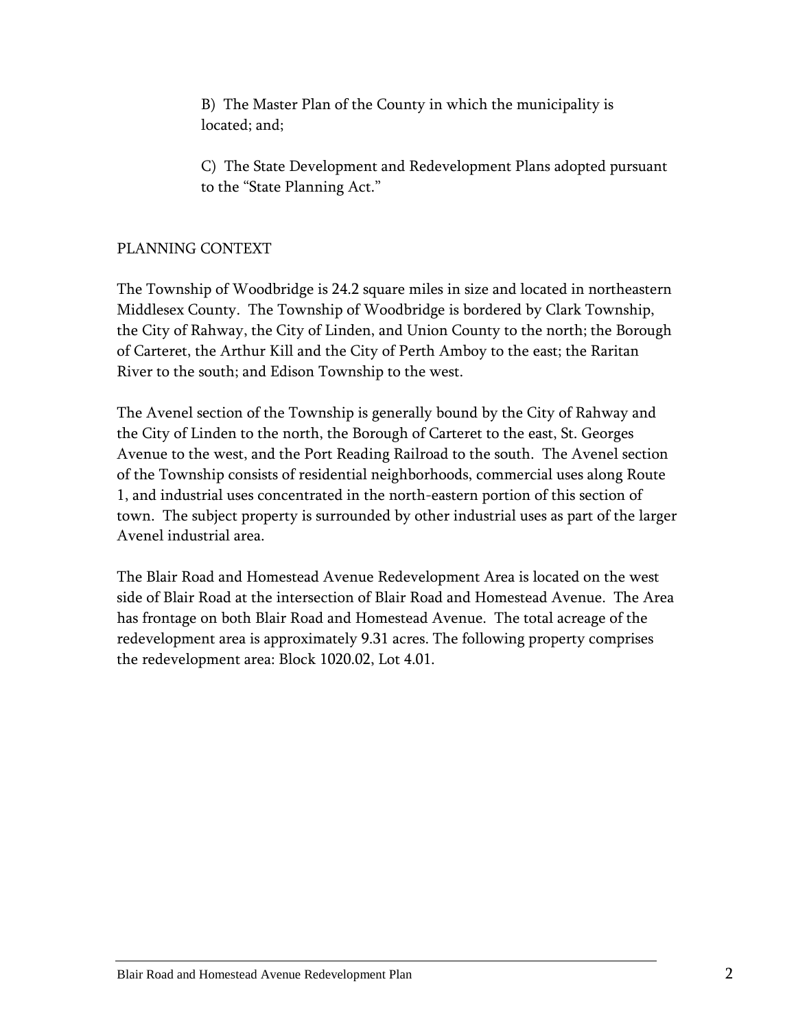B) The Master Plan of the County in which the municipality is located; and;

C) The State Development and Redevelopment Plans adopted pursuant to the "State Planning Act."

## PLANNING CONTEXT

The Township of Woodbridge is 24.2 square miles in size and located in northeastern Middlesex County. The Township of Woodbridge is bordered by Clark Township, the City of Rahway, the City of Linden, and Union County to the north; the Borough of Carteret, the Arthur Kill and the City of Perth Amboy to the east; the Raritan River to the south; and Edison Township to the west.

The Avenel section of the Township is generally bound by the City of Rahway and the City of Linden to the north, the Borough of Carteret to the east, St. Georges Avenue to the west, and the Port Reading Railroad to the south. The Avenel section of the Township consists of residential neighborhoods, commercial uses along Route 1, and industrial uses concentrated in the north-eastern portion of this section of town. The subject property is surrounded by other industrial uses as part of the larger Avenel industrial area.

The Blair Road and Homestead Avenue Redevelopment Area is located on the west side of Blair Road at the intersection of Blair Road and Homestead Avenue. The Area has frontage on both Blair Road and Homestead Avenue. The total acreage of the redevelopment area is approximately 9.31 acres. The following property comprises the redevelopment area: Block 1020.02, Lot 4.01.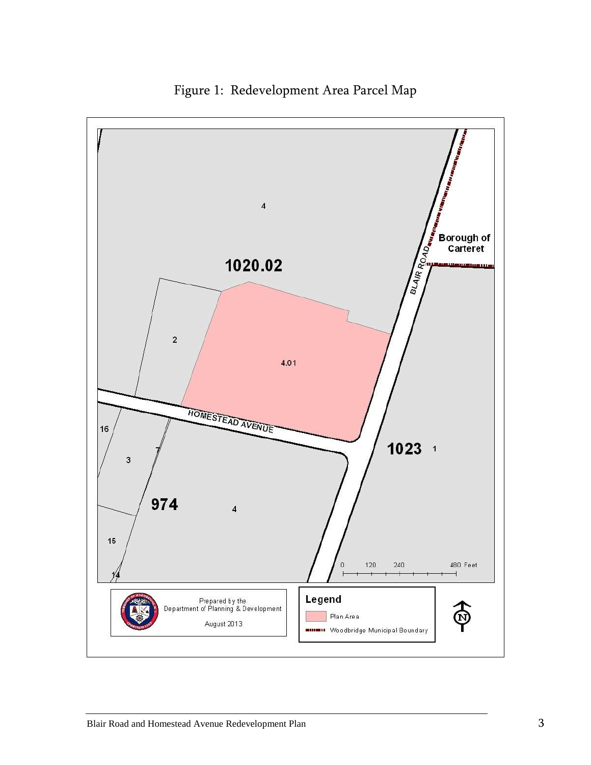# Figure 1: Redevelopment Area Parcel Map

4

Borough of Carteret

1020.02

BLAIR ROAD

2

4.01

HOMESTEAD AVENUE

16

1023 1

3

7

974

4

15

14

0 120 240 480 Feet

Prepared by the Department of Planning & Development

August 2013

Legend

Plan Area

Woodbridge Municipal Boundary

N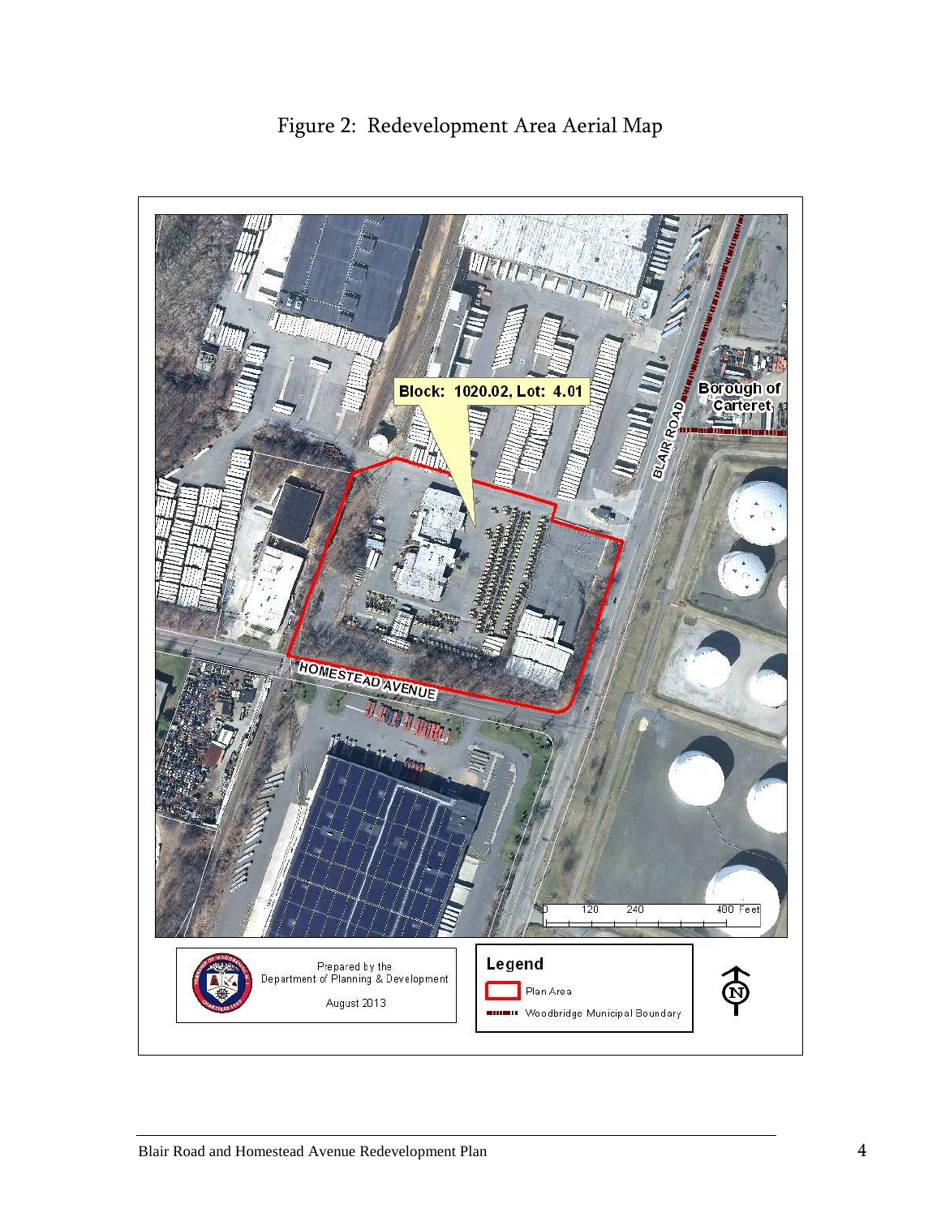# Figure 2: Redevelopment Area Aerial Map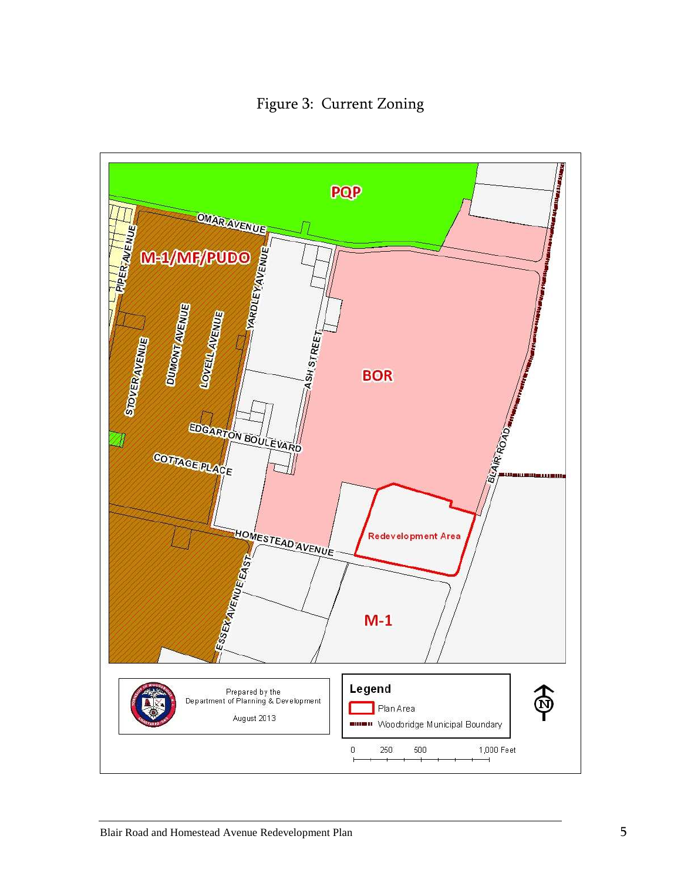Figure 3: Current Zoning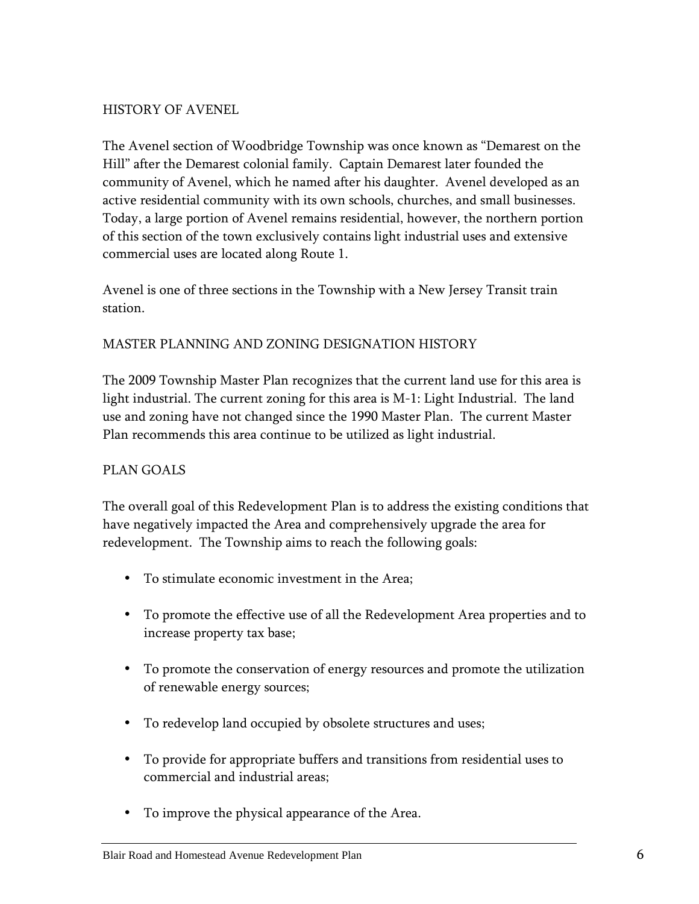## HISTORY OF AVENEL

The Avenel section of Woodbridge Township was once known as "Demarest on the Hill" after the Demarest colonial family. Captain Demarest later founded the community of Avenel, which he named after his daughter. Avenel developed as an active residential community with its own schools, churches, and small businesses. Today, a large portion of Avenel remains residential, however, the northern portion of this section of the town exclusively contains light industrial uses and extensive commercial uses are located along Route 1.

Avenel is one of three sections in the Township with a New Jersey Transit train station.

## MASTER PLANNING AND ZONING DESIGNATION HISTORY

The 2009 Township Master Plan recognizes that the current land use for this area is light industrial. The current zoning for this area is M-1: Light Industrial. The land use and zoning have not changed since the 1990 Master Plan. The current Master Plan recommends this area continue to be utilized as light industrial.

## PLAN GOALS

The overall goal of this Redevelopment Plan is to address the existing conditions that have negatively impacted the Area and comprehensively upgrade the area for redevelopment. The Township aims to reach the following goals:

- To stimulate economic investment in the Area;
- To promote the effective use of all the Redevelopment Area properties and to increase property tax base;
- To promote the conservation of energy resources and promote the utilization of renewable energy sources;
- To redevelop land occupied by obsolete structures and uses;
- To provide for appropriate buffers and transitions from residential uses to commercial and industrial areas;
- To improve the physical appearance of the Area.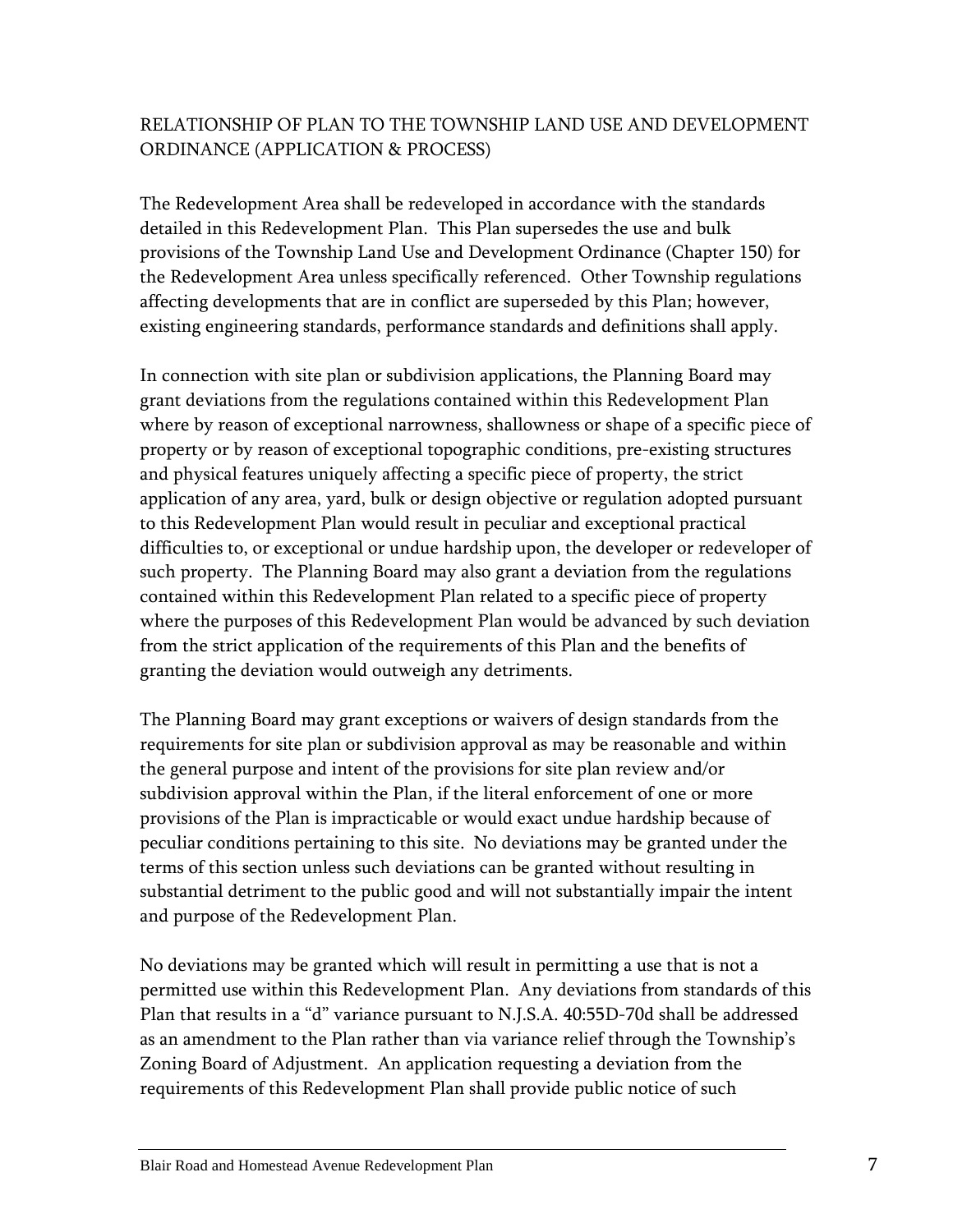## RELATIONSHIP OF PLAN TO THE TOWNSHIP LAND USE AND DEVELOPMENT ORDINANCE (APPLICATION & PROCESS)

The Redevelopment Area shall be redeveloped in accordance with the standards detailed in this Redevelopment Plan. This Plan supersedes the use and bulk provisions of the Township Land Use and Development Ordinance (Chapter 150) for the Redevelopment Area unless specifically referenced. Other Township regulations affecting developments that are in conflict are superseded by this Plan; however, existing engineering standards, performance standards and definitions shall apply.

In connection with site plan or subdivision applications, the Planning Board may grant deviations from the regulations contained within this Redevelopment Plan where by reason of exceptional narrowness, shallowness or shape of a specific piece of property or by reason of exceptional topographic conditions, pre-existing structures and physical features uniquely affecting a specific piece of property, the strict application of any area, yard, bulk or design objective or regulation adopted pursuant to this Redevelopment Plan would result in peculiar and exceptional practical difficulties to, or exceptional or undue hardship upon, the developer or redeveloper of such property. The Planning Board may also grant a deviation from the regulations contained within this Redevelopment Plan related to a specific piece of property where the purposes of this Redevelopment Plan would be advanced by such deviation from the strict application of the requirements of this Plan and the benefits of granting the deviation would outweigh any detriments.

The Planning Board may grant exceptions or waivers of design standards from the requirements for site plan or subdivision approval as may be reasonable and within the general purpose and intent of the provisions for site plan review and/or subdivision approval within the Plan, if the literal enforcement of one or more provisions of the Plan is impracticable or would exact undue hardship because of peculiar conditions pertaining to this site. No deviations may be granted under the terms of this section unless such deviations can be granted without resulting in substantial detriment to the public good and will not substantially impair the intent and purpose of the Redevelopment Plan.

No deviations may be granted which will result in permitting a use that is not a permitted use within this Redevelopment Plan. Any deviations from standards of this Plan that results in a "d" variance pursuant to N.J.S.A. 40:55D-70d shall be addressed as an amendment to the Plan rather than via variance relief through the Township's Zoning Board of Adjustment. An application requesting a deviation from the requirements of this Redevelopment Plan shall provide public notice of such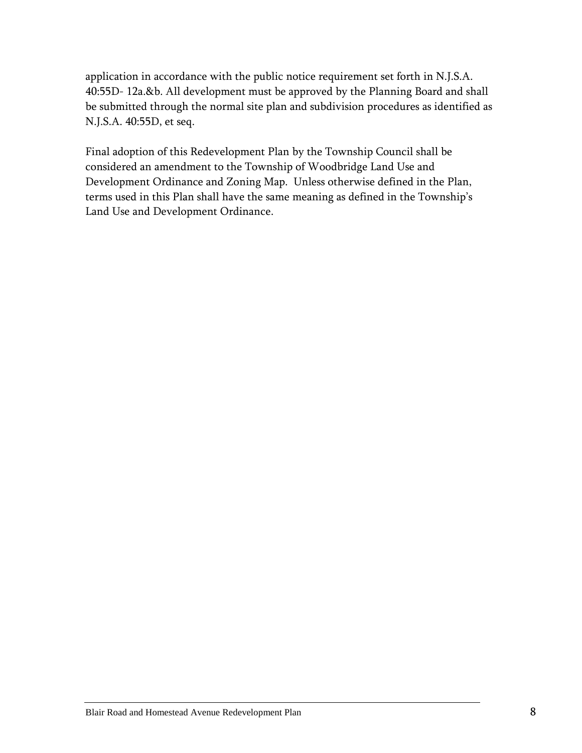application in accordance with the public notice requirement set forth in N.J.S.A. 40:55D- 12a.&b. All development must be approved by the Planning Board and shall be submitted through the normal site plan and subdivision procedures as identified as N.J.S.A. 40:55D, et seq.

Final adoption of this Redevelopment Plan by the Township Council shall be considered an amendment to the Township of Woodbridge Land Use and Development Ordinance and Zoning Map. Unless otherwise defined in the Plan, terms used in this Plan shall have the same meaning as defined in the Township's Land Use and Development Ordinance.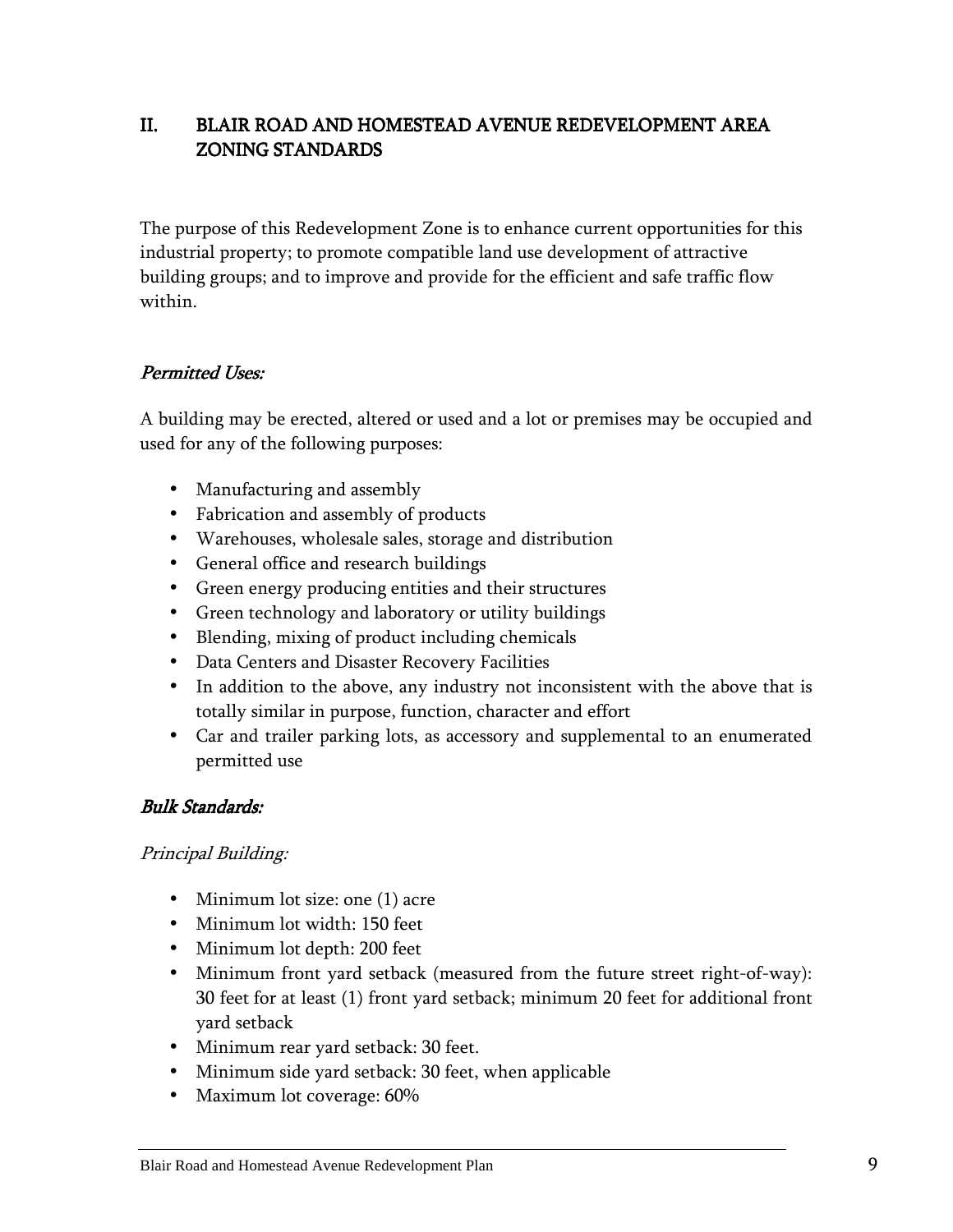## II. BLAIR ROAD AND HOMESTEAD AVENUE REDEVELOPMENT AREA ZONING STANDARDS

The purpose of this Redevelopment Zone is to enhance current opportunities for this industrial property; to promote compatible land use development of attractive building groups; and to improve and provide for the efficient and safe traffic flow within.

### *Permitted Uses:*

A building may be erected, altered or used and a lot or premises may be occupied and used for any of the following purposes:

- Manufacturing and assembly
- Fabrication and assembly of products
- Warehouses, wholesale sales, storage and distribution
- General office and research buildings
- Green energy producing entities and their structures
- Green technology and laboratory or utility buildings
- Blending, mixing of product including chemicals
- Data Centers and Disaster Recovery Facilities
- In addition to the above, any industry not inconsistent with the above that is totally similar in purpose, function, character and effort
- Car and trailer parking lots, as accessory and supplemental to an enumerated permitted use

### *Bulk Standards:*

*Principal Building:*

- Minimum lot size: one (1) acre
- Minimum lot width: 150 feet
- Minimum lot depth: 200 feet
- Minimum front yard setback (measured from the future street right-of-way): 30 feet for at least (1) front yard setback; minimum 20 feet for additional front yard setback
- Minimum rear yard setback: 30 feet.
- Minimum side yard setback: 30 feet, when applicable
- Maximum lot coverage: 60%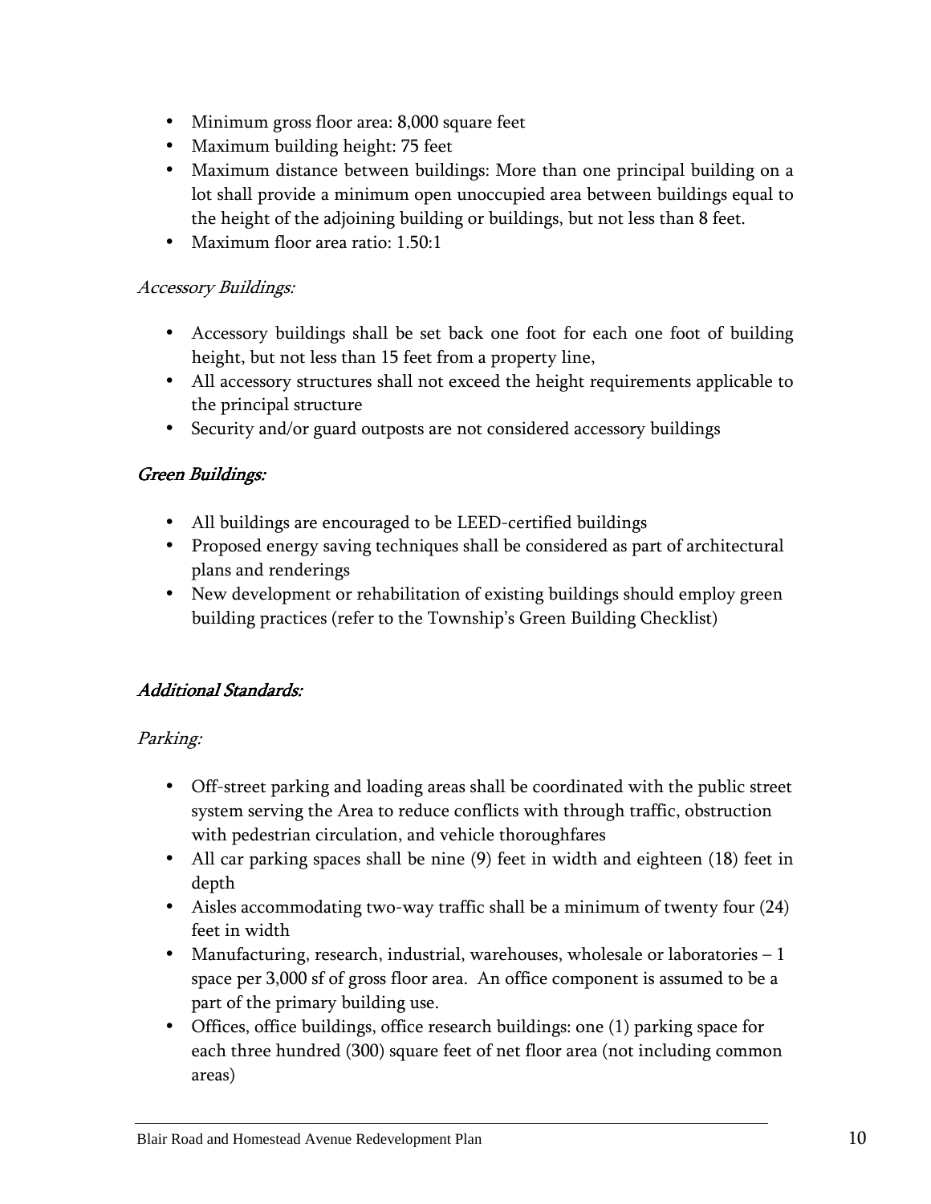- Minimum gross floor area: 8,000 square feet
- Maximum building height: 75 feet
- Maximum distance between buildings: More than one principal building on a lot shall provide a minimum open unoccupied area between buildings equal to the height of the adjoining building or buildings, but not less than 8 feet.
- Maximum floor area ratio: 1.50:1

*Accessory Buildings:*

- Accessory buildings shall be set back one foot for each one foot of building height, but not less than 15 feet from a property line,
- All accessory structures shall not exceed the height requirements applicable to the principal structure
- Security and/or guard outposts are not considered accessory buildings

*Green Buildings:*

- All buildings are encouraged to be LEED-certified buildings
- Proposed energy saving techniques shall be considered as part of architectural plans and renderings
- New development or rehabilitation of existing buildings should employ green building practices (refer to the Township's Green Building Checklist)

*Additional Standards:*

*Parking:*

- Off-street parking and loading areas shall be coordinated with the public street system serving the Area to reduce conflicts with through traffic, obstruction with pedestrian circulation, and vehicle thoroughfares
- All car parking spaces shall be nine (9) feet in width and eighteen (18) feet in depth
- Aisles accommodating two-way traffic shall be a minimum of twenty four (24) feet in width
- Manufacturing, research, industrial, warehouses, wholesale or laboratories – 1 space per 3,000 sf of gross floor area. An office component is assumed to be a part of the primary building use.
- Offices, office buildings, office research buildings: one (1) parking space for each three hundred (300) square feet of net floor area (not including common areas)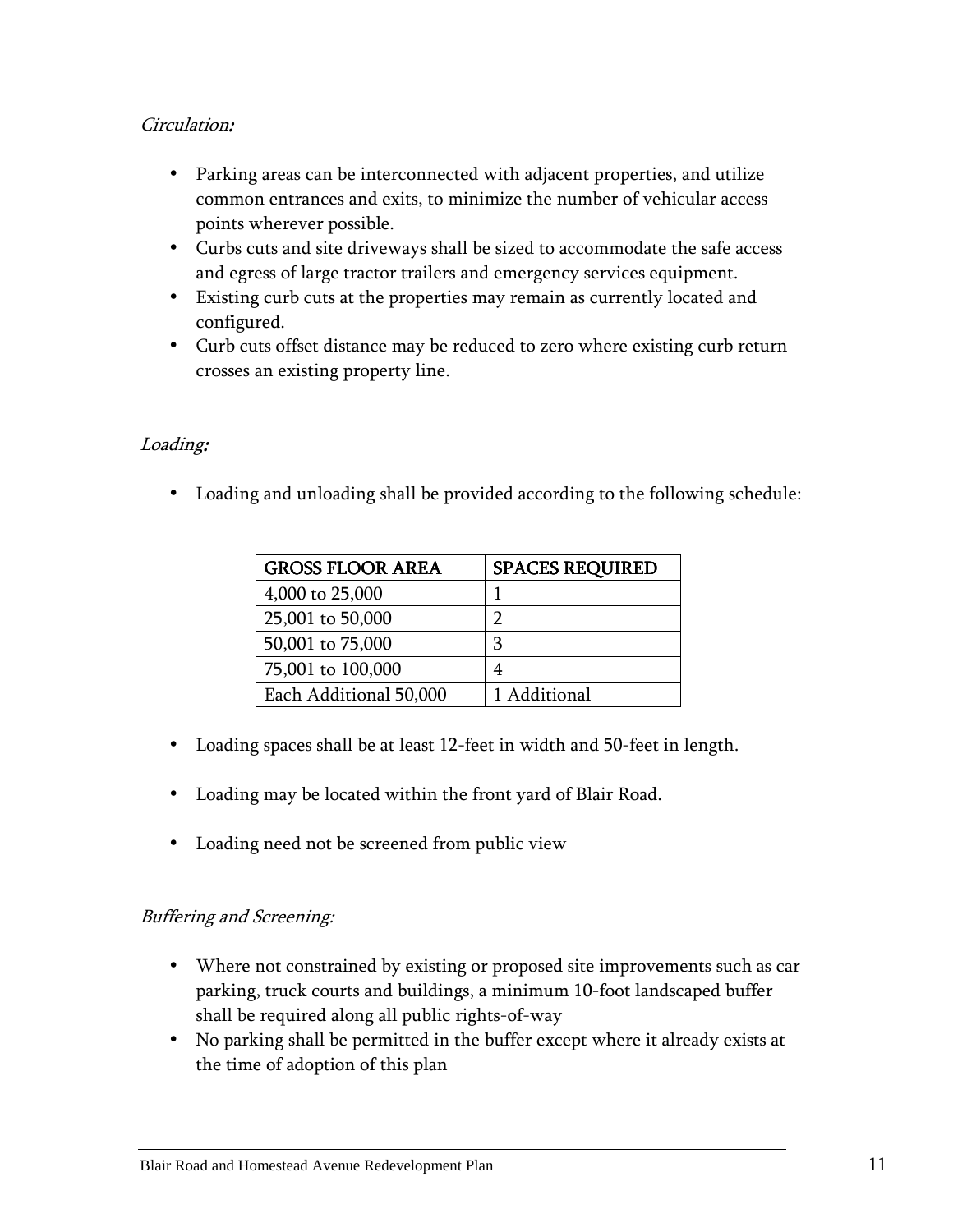*Circulation:*

- Parking areas can be interconnected with adjacent properties, and utilize common entrances and exits, to minimize the number of vehicular access points wherever possible.
- Curbs cuts and site driveways shall be sized to accommodate the safe access and egress of large tractor trailers and emergency services equipment.
- Existing curb cuts at the properties may remain as currently located and configured.
- Curb cuts offset distance may be reduced to zero where existing curb return crosses an existing property line.

*Loading:*

- Loading and unloading shall be provided according to the following schedule:

| GROSS FLOOR AREA | SPACES REQUIRED |
| --- | --- |
| 4,000 to 25,000 | 1 |
| 25,001 to 50,000 | 2 |
| 50,001 to 75,000 | 3 |
| 75,001 to 100,000 | 4 |
| Each Additional 50,000 | 1 Additional |

- Loading spaces shall be at least 12-feet in width and 50-feet in length.

- Loading may be located within the front yard of Blair Road.

- Loading need not be screened from public view

*Buffering and Screening:*

- Where not constrained by existing or proposed site improvements such as car parking, truck courts and buildings, a minimum 10-foot landscaped buffer shall be required along all public rights-of-way
- No parking shall be permitted in the buffer except where it already exists at the time of adoption of this plan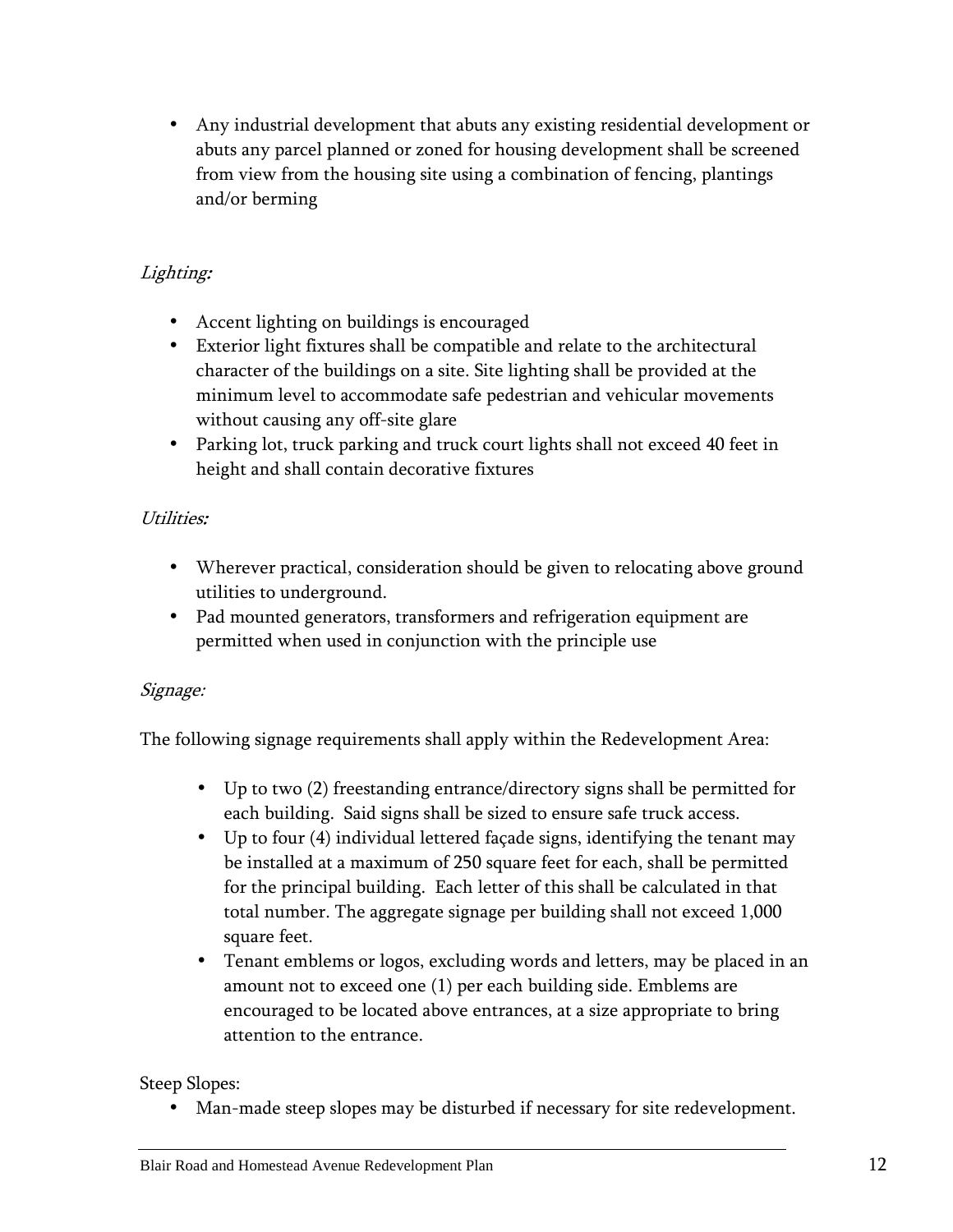- Any industrial development that abuts any existing residential development or abuts any parcel planned or zoned for housing development shall be screened from view from the housing site using a combination of fencing, plantings and/or berming

*Lighting:*

- Accent lighting on buildings is encouraged
- Exterior light fixtures shall be compatible and relate to the architectural character of the buildings on a site. Site lighting shall be provided at the minimum level to accommodate safe pedestrian and vehicular movements without causing any off-site glare
- Parking lot, truck parking and truck court lights shall not exceed 40 feet in height and shall contain decorative fixtures

*Utilities:*

- Wherever practical, consideration should be given to relocating above ground utilities to underground.
- Pad mounted generators, transformers and refrigeration equipment are permitted when used in conjunction with the principle use

*Signage:*

The following signage requirements shall apply within the Redevelopment Area:

- Up to two (2) freestanding entrance/directory signs shall be permitted for each building. Said signs shall be sized to ensure safe truck access.
- Up to four (4) individual lettered façade signs, identifying the tenant may be installed at a maximum of 250 square feet for each, shall be permitted for the principal building. Each letter of this shall be calculated in that total number. The aggregate signage per building shall not exceed 1,000 square feet.
- Tenant emblems or logos, excluding words and letters, may be placed in an amount not to exceed one (1) per each building side. Emblems are encouraged to be located above entrances, at a size appropriate to bring attention to the entrance.

Steep Slopes:

- Man-made steep slopes may be disturbed if necessary for site redevelopment.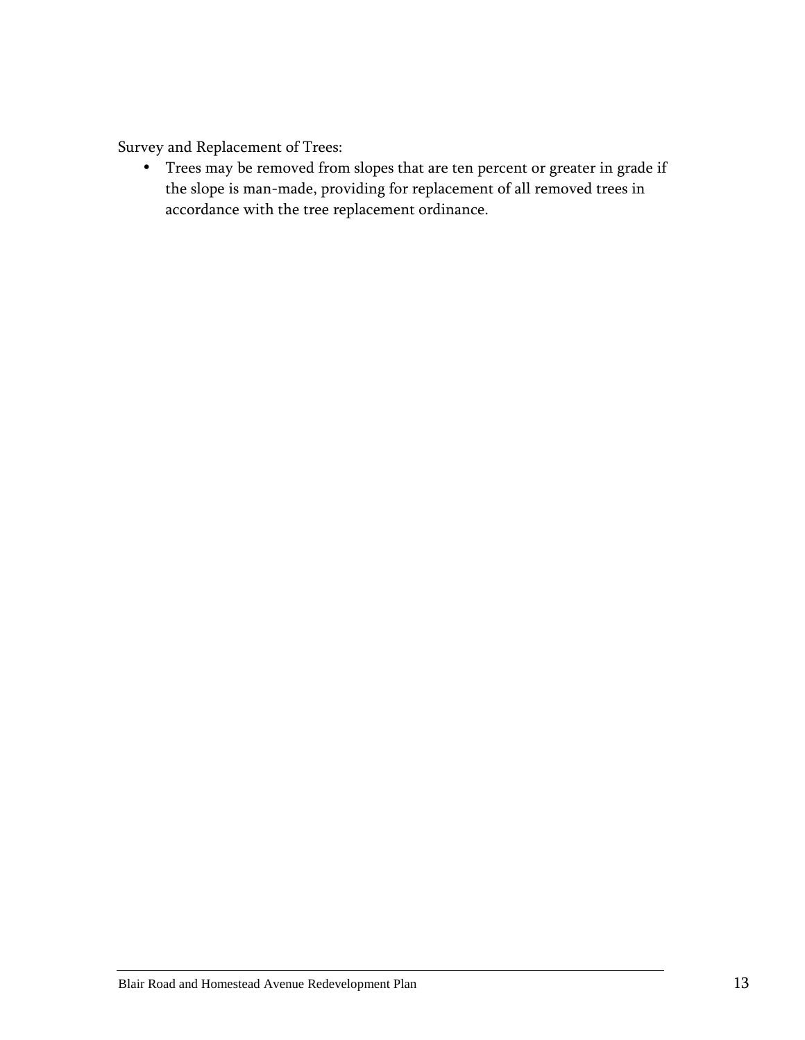Survey and Replacement of Trees:

- Trees may be removed from slopes that are ten percent or greater in grade if the slope is man-made, providing for replacement of all removed trees in accordance with the tree replacement ordinance.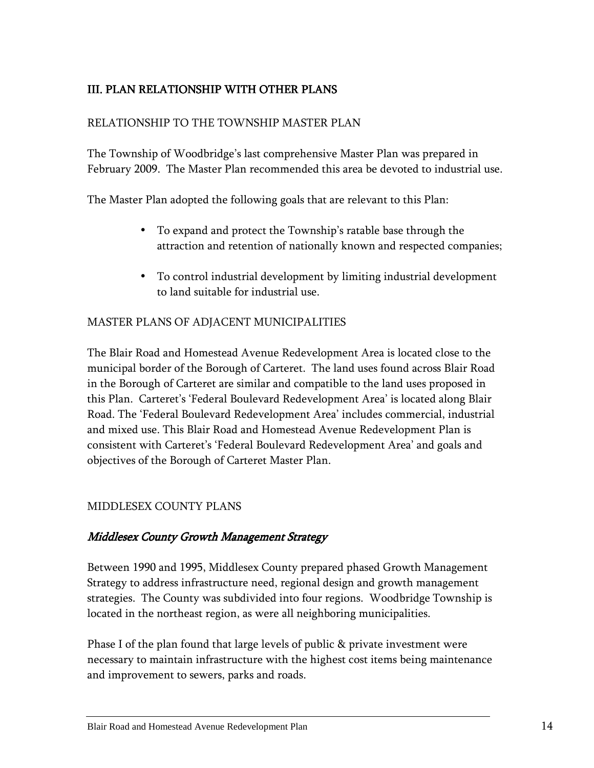## III. PLAN RELATIONSHIP WITH OTHER PLANS

### RELATIONSHIP TO THE TOWNSHIP MASTER PLAN

The Township of Woodbridge's last comprehensive Master Plan was prepared in February 2009. The Master Plan recommended this area be devoted to industrial use.

The Master Plan adopted the following goals that are relevant to this Plan:

- To expand and protect the Township's ratable base through the attraction and retention of nationally known and respected companies;
- To control industrial development by limiting industrial development to land suitable for industrial use.

### MASTER PLANS OF ADJACENT MUNICIPALITIES

The Blair Road and Homestead Avenue Redevelopment Area is located close to the municipal border of the Borough of Carteret. The land uses found across Blair Road in the Borough of Carteret are similar and compatible to the land uses proposed in this Plan. Carteret's 'Federal Boulevard Redevelopment Area' is located along Blair Road. The 'Federal Boulevard Redevelopment Area' includes commercial, industrial and mixed use. This Blair Road and Homestead Avenue Redevelopment Plan is consistent with Carteret's 'Federal Boulevard Redevelopment Area' and goals and objectives of the Borough of Carteret Master Plan.

### MIDDLESEX COUNTY PLANS

#### *Middlesex County Growth Management Strategy*

Between 1990 and 1995, Middlesex County prepared phased Growth Management Strategy to address infrastructure need, regional design and growth management strategies. The County was subdivided into four regions. Woodbridge Township is located in the northeast region, as were all neighboring municipalities.

Phase I of the plan found that large levels of public & private investment were necessary to maintain infrastructure with the highest cost items being maintenance and improvement to sewers, parks and roads.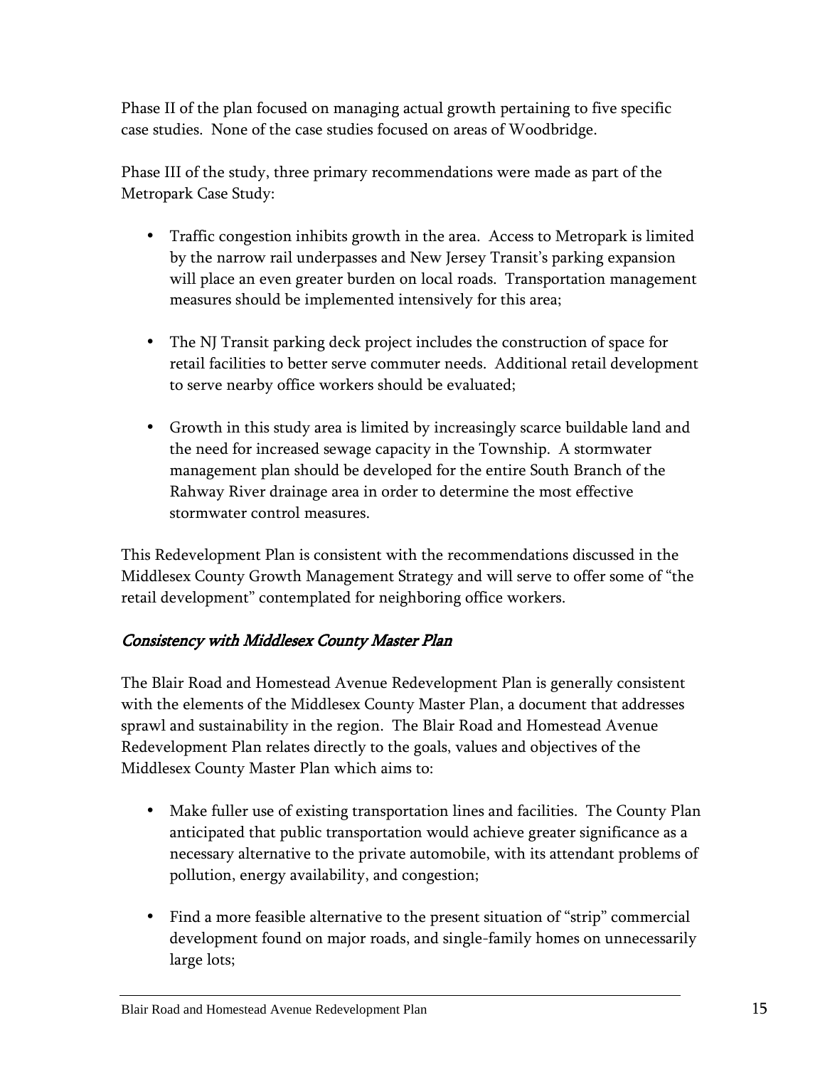Phase II of the plan focused on managing actual growth pertaining to five specific case studies. None of the case studies focused on areas of Woodbridge.

Phase III of the study, three primary recommendations were made as part of the Metropark Case Study:

- Traffic congestion inhibits growth in the area. Access to Metropark is limited by the narrow rail underpasses and New Jersey Transit's parking expansion will place an even greater burden on local roads. Transportation management measures should be implemented intensively for this area;

- The NJ Transit parking deck project includes the construction of space for retail facilities to better serve commuter needs. Additional retail development to serve nearby office workers should be evaluated;

- Growth in this study area is limited by increasingly scarce buildable land and the need for increased sewage capacity in the Township. A stormwater management plan should be developed for the entire South Branch of the Rahway River drainage area in order to determine the most effective stormwater control measures.

This Redevelopment Plan is consistent with the recommendations discussed in the Middlesex County Growth Management Strategy and will serve to offer some of "the retail development" contemplated for neighboring office workers.

### *Consistency with Middlesex County Master Plan*

The Blair Road and Homestead Avenue Redevelopment Plan is generally consistent with the elements of the Middlesex County Master Plan, a document that addresses sprawl and sustainability in the region. The Blair Road and Homestead Avenue Redevelopment Plan relates directly to the goals, values and objectives of the Middlesex County Master Plan which aims to:

- Make fuller use of existing transportation lines and facilities. The County Plan anticipated that public transportation would achieve greater significance as a necessary alternative to the private automobile, with its attendant problems of pollution, energy availability, and congestion;

- Find a more feasible alternative to the present situation of "strip" commercial development found on major roads, and single-family homes on unnecessarily large lots;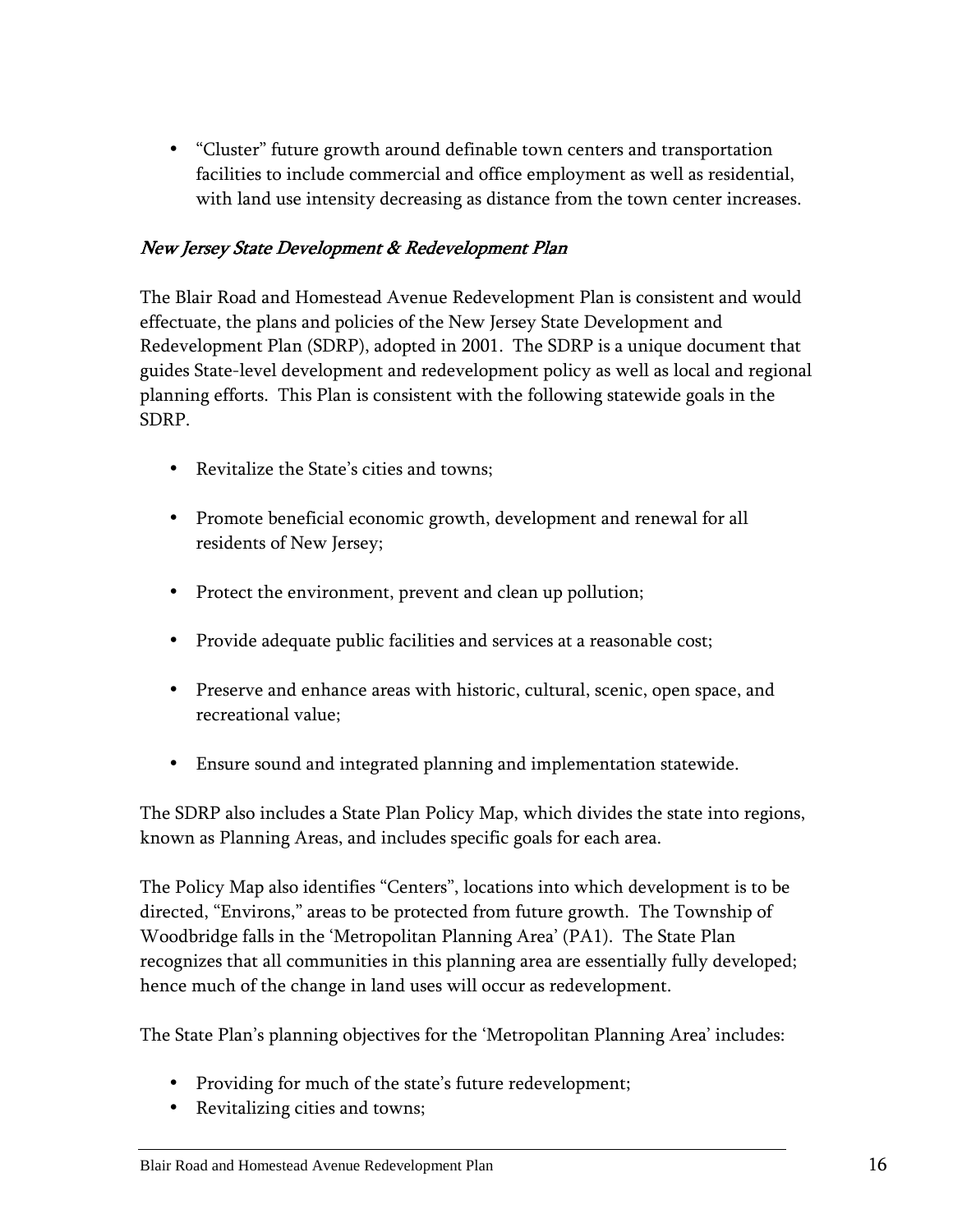- "Cluster" future growth around definable town centers and transportation facilities to include commercial and office employment as well as residential, with land use intensity decreasing as distance from the town center increases.

### *New Jersey State Development & Redevelopment Plan*

The Blair Road and Homestead Avenue Redevelopment Plan is consistent and would effectuate, the plans and policies of the New Jersey State Development and Redevelopment Plan (SDRP), adopted in 2001. The SDRP is a unique document that guides State-level development and redevelopment policy as well as local and regional planning efforts. This Plan is consistent with the following statewide goals in the SDRP.

- Revitalize the State's cities and towns;
- Promote beneficial economic growth, development and renewal for all residents of New Jersey;
- Protect the environment, prevent and clean up pollution;
- Provide adequate public facilities and services at a reasonable cost;
- Preserve and enhance areas with historic, cultural, scenic, open space, and recreational value;
- Ensure sound and integrated planning and implementation statewide.

The SDRP also includes a State Plan Policy Map, which divides the state into regions, known as Planning Areas, and includes specific goals for each area.

The Policy Map also identifies "Centers", locations into which development is to be directed, "Environs," areas to be protected from future growth. The Township of Woodbridge falls in the 'Metropolitan Planning Area' (PA1). The State Plan recognizes that all communities in this planning area are essentially fully developed; hence much of the change in land uses will occur as redevelopment.

The State Plan's planning objectives for the 'Metropolitan Planning Area' includes:

- Providing for much of the state's future redevelopment;
- Revitalizing cities and towns;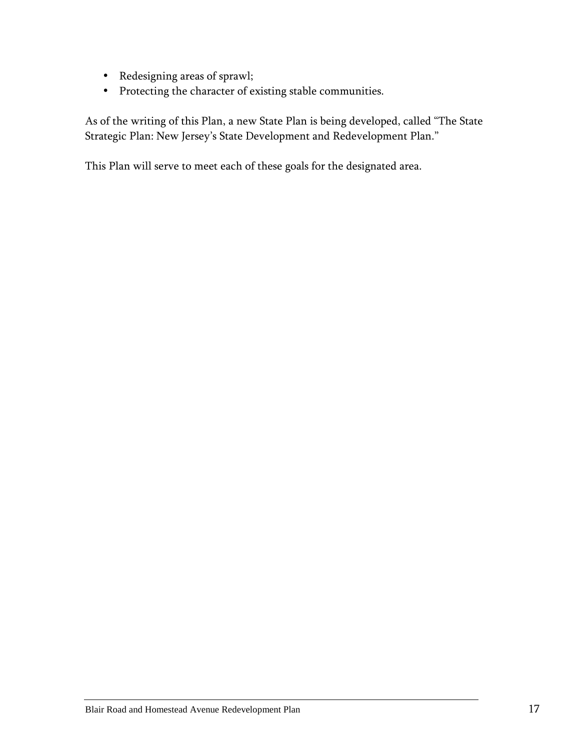- Redesigning areas of sprawl;
- Protecting the character of existing stable communities.

As of the writing of this Plan, a new State Plan is being developed, called "The State Strategic Plan: New Jersey's State Development and Redevelopment Plan."

This Plan will serve to meet each of these goals for the designated area.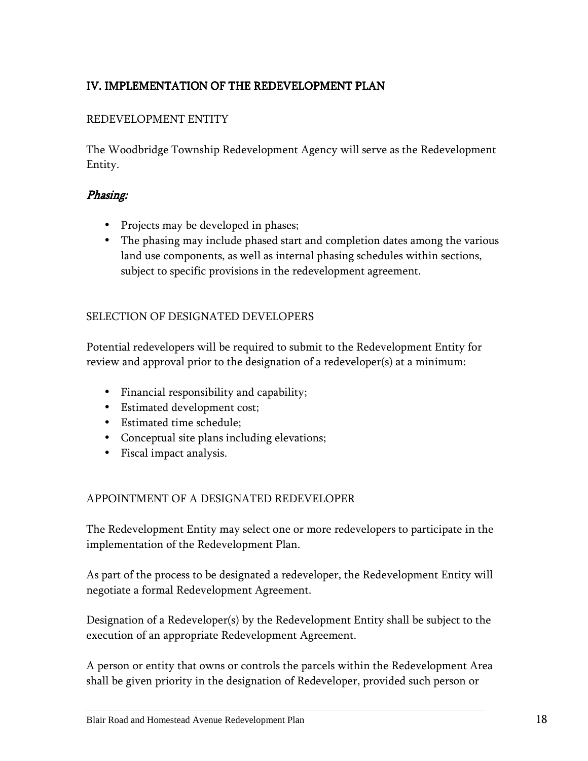## IV. IMPLEMENTATION OF THE REDEVELOPMENT PLAN

### REDEVELOPMENT ENTITY

The Woodbridge Township Redevelopment Agency will serve as the Redevelopment Entity.

### *Phasing:*

- Projects may be developed in phases;
- The phasing may include phased start and completion dates among the various land use components, as well as internal phasing schedules within sections, subject to specific provisions in the redevelopment agreement.

### SELECTION OF DESIGNATED DEVELOPERS

Potential redevelopers will be required to submit to the Redevelopment Entity for review and approval prior to the designation of a redeveloper(s) at a minimum:

- Financial responsibility and capability;
- Estimated development cost;
- Estimated time schedule;
- Conceptual site plans including elevations;
- Fiscal impact analysis.

### APPOINTMENT OF A DESIGNATED REDEVELOPER

The Redevelopment Entity may select one or more redevelopers to participate in the implementation of the Redevelopment Plan.

As part of the process to be designated a redeveloper, the Redevelopment Entity will negotiate a formal Redevelopment Agreement.

Designation of a Redeveloper(s) by the Redevelopment Entity shall be subject to the execution of an appropriate Redevelopment Agreement.

A person or entity that owns or controls the parcels within the Redevelopment Area shall be given priority in the designation of Redeveloper, provided such person or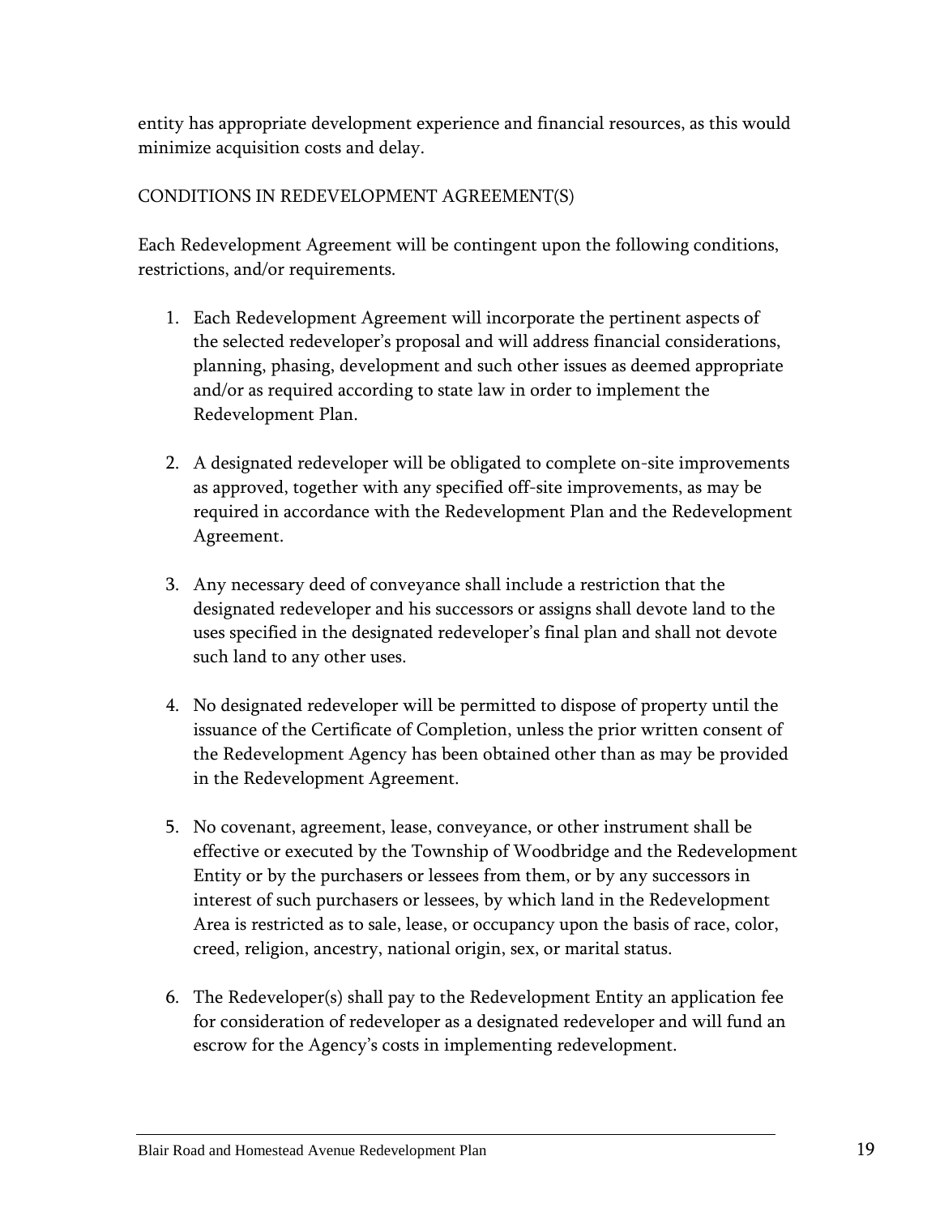entity has appropriate development experience and financial resources, as this would minimize acquisition costs and delay.

## CONDITIONS IN REDEVELOPMENT AGREEMENT(S)

Each Redevelopment Agreement will be contingent upon the following conditions, restrictions, and/or requirements.

1. Each Redevelopment Agreement will incorporate the pertinent aspects of the selected redeveloper's proposal and will address financial considerations, planning, phasing, development and such other issues as deemed appropriate and/or as required according to state law in order to implement the Redevelopment Plan.

2. A designated redeveloper will be obligated to complete on-site improvements as approved, together with any specified off-site improvements, as may be required in accordance with the Redevelopment Plan and the Redevelopment Agreement.

3. Any necessary deed of conveyance shall include a restriction that the designated redeveloper and his successors or assigns shall devote land to the uses specified in the designated redeveloper's final plan and shall not devote such land to any other uses.

4. No designated redeveloper will be permitted to dispose of property until the issuance of the Certificate of Completion, unless the prior written consent of the Redevelopment Agency has been obtained other than as may be provided in the Redevelopment Agreement.

5. No covenant, agreement, lease, conveyance, or other instrument shall be effective or executed by the Township of Woodbridge and the Redevelopment Entity or by the purchasers or lessees from them, or by any successors in interest of such purchasers or lessees, by which land in the Redevelopment Area is restricted as to sale, lease, or occupancy upon the basis of race, color, creed, religion, ancestry, national origin, sex, or marital status.

6. The Redeveloper(s) shall pay to the Redevelopment Entity an application fee for consideration of redeveloper as a designated redeveloper and will fund an escrow for the Agency's costs in implementing redevelopment.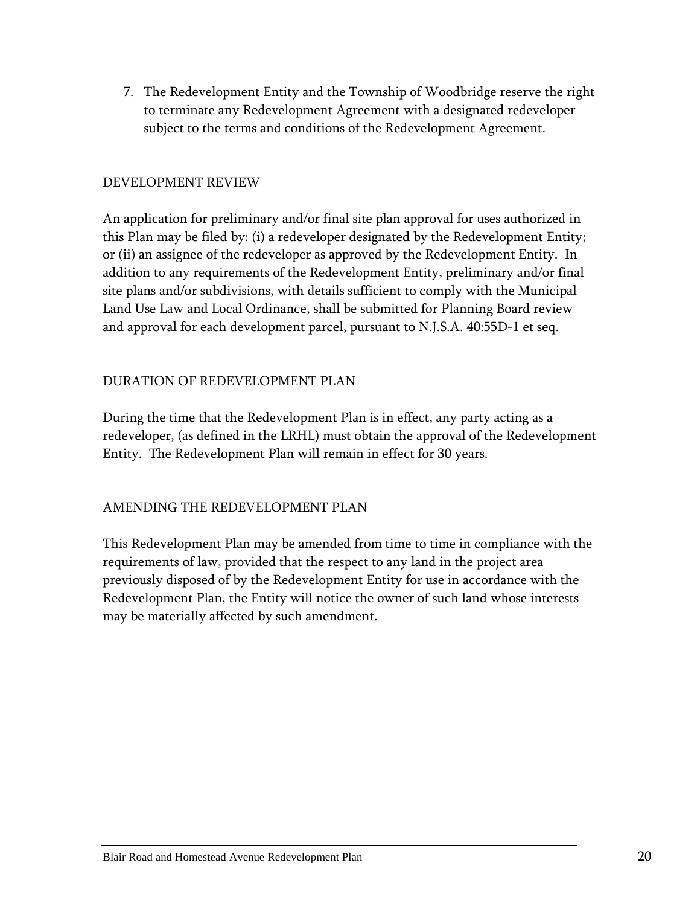7. The Redevelopment Entity and the Township of Woodbridge reserve the right to terminate any Redevelopment Agreement with a designated redeveloper subject to the terms and conditions of the Redevelopment Agreement.

## DEVELOPMENT REVIEW

An application for preliminary and/or final site plan approval for uses authorized in this Plan may be filed by: (i) a redeveloper designated by the Redevelopment Entity; or (ii) an assignee of the redeveloper as approved by the Redevelopment Entity. In addition to any requirements of the Redevelopment Entity, preliminary and/or final site plans and/or subdivisions, with details sufficient to comply with the Municipal Land Use Law and Local Ordinance, shall be submitted for Planning Board review and approval for each development parcel, pursuant to N.J.S.A. 40:55D-1 et seq.

## DURATION OF REDEVELOPMENT PLAN

During the time that the Redevelopment Plan is in effect, any party acting as a redeveloper, (as defined in the LRHL) must obtain the approval of the Redevelopment Entity. The Redevelopment Plan will remain in effect for 30 years.

## AMENDING THE REDEVELOPMENT PLAN

This Redevelopment Plan may be amended from time to time in compliance with the requirements of law, provided that the respect to any land in the project area previously disposed of by the Redevelopment Entity for use in accordance with the Redevelopment Plan, the Entity will notice the owner of such land whose interests may be materially affected by such amendment.